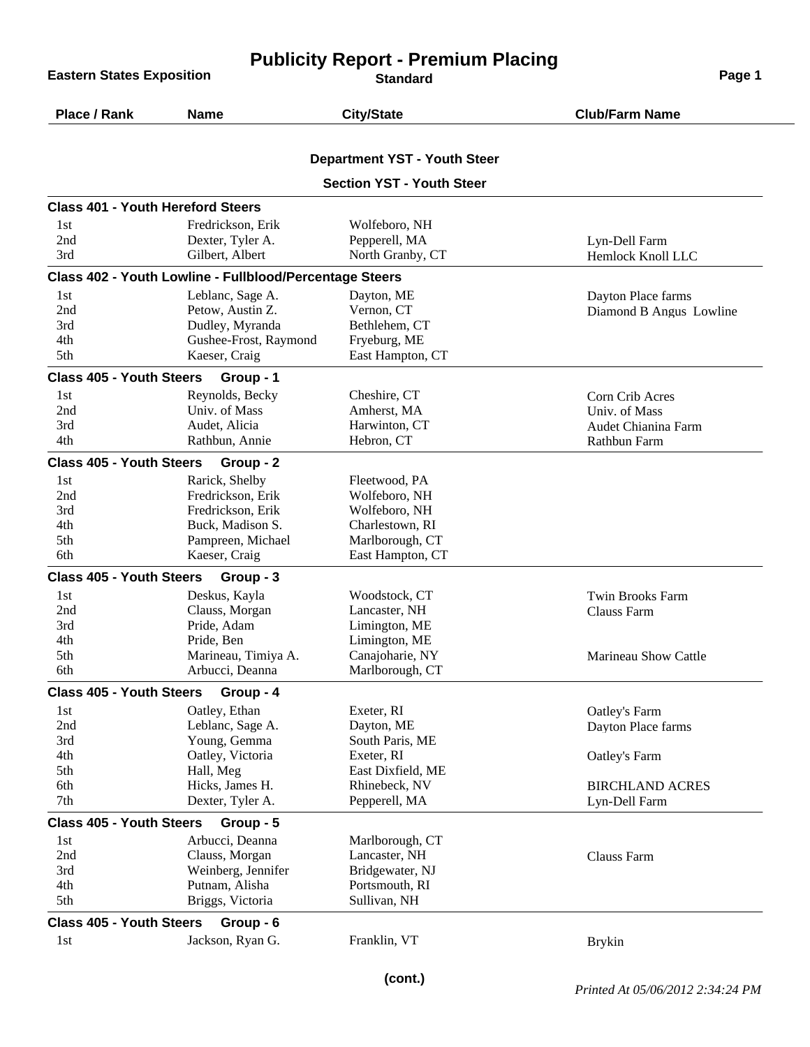# Publicity Report - Premium Placing

**Eastern States Exposition**

**Standard**

## Department YST - Youth Steer

### Section YST - Youth Steer

#### Class 401 - Youth Hereford Steers

| Place / Rank | Name | City/State | Club/Farm Name |
|---|---|---|---|
| 1st | Fredrickson, Erik | Wolfeboro, NH | |
| 2nd | Dexter, Tyler A. | Pepperell, MA | Lyn-Dell Farm |
| 3rd | Gilbert, Albert | North Granby, CT | Hemlock Knoll LLC |

#### Class 402 - Youth Lowline - Fullblood/Percentage Steers

| Place / Rank | Name | City/State | Club/Farm Name |
|---|---|---|---|
| 1st | Leblanc, Sage A. | Dayton, ME | Dayton Place farms |
| 2nd | Petow, Austin Z. | Vernon, CT | Diamond B Angus Lowline |
| 3rd | Dudley, Myranda | Bethlehem, CT | |
| 4th | Gushee-Frost, Raymond | Fryeburg, ME | |
| 5th | Kaeser, Craig | East Hampton, CT | |

#### Class 405 - Youth Steers Group - 1

| Place / Rank | Name | City/State | Club/Farm Name |
|---|---|---|---|
| 1st | Reynolds, Becky | Cheshire, CT | Corn Crib Acres |
| 2nd | Univ. of Mass | Amherst, MA | Univ. of Mass |
| 3rd | Audet, Alicia | Harwinton, CT | Audet Chianina Farm |
| 4th | Rathbun, Annie | Hebron, CT | Rathbun Farm |

#### Class 405 - Youth Steers Group - 2

| Place / Rank | Name | City/State | Club/Farm Name |
|---|---|---|---|
| 1st | Rarick, Shelby | Fleetwood, PA | |
| 2nd | Fredrickson, Erik | Wolfeboro, NH | |
| 3rd | Fredrickson, Erik | Wolfeboro, NH | |
| 4th | Buck, Madison S. | Charlestown, RI | |
| 5th | Pampreen, Michael | Marlborough, CT | |
| 6th | Kaeser, Craig | East Hampton, CT | |

#### Class 405 - Youth Steers Group - 3

| Place / Rank | Name | City/State | Club/Farm Name |
|---|---|---|---|
| 1st | Deskus, Kayla | Woodstock, CT | Twin Brooks Farm |
| 2nd | Clauss, Morgan | Lancaster, NH | Clauss Farm |
| 3rd | Pride, Adam | Limington, ME | |
| 4th | Pride, Ben | Limington, ME | |
| 5th | Marineau, Timiya A. | Canajoharie, NY | Marineau Show Cattle |
| 6th | Arbucci, Deanna | Marlborough, CT | |

#### Class 405 - Youth Steers Group - 4

| Place / Rank | Name | City/State | Club/Farm Name |
|---|---|---|---|
| 1st | Oatley, Ethan | Exeter, RI | Oatley's Farm |
| 2nd | Leblanc, Sage A. | Dayton, ME | Dayton Place farms |
| 3rd | Young, Gemma | South Paris, ME | |
| 4th | Oatley, Victoria | Exeter, RI | Oatley's Farm |
| 5th | Hall, Meg | East Dixfield, ME | |
| 6th | Hicks, James H. | Rhinebeck, NV | BIRCHLAND ACRES |
| 7th | Dexter, Tyler A. | Pepperell, MA | Lyn-Dell Farm |

#### Class 405 - Youth Steers Group - 5

| Place / Rank | Name | City/State | Club/Farm Name |
|---|---|---|---|
| 1st | Arbucci, Deanna | Marlborough, CT | |
| 2nd | Clauss, Morgan | Lancaster, NH | Clauss Farm |
| 3rd | Weinberg, Jennifer | Bridgewater, NJ | |
| 4th | Putnam, Alisha | Portsmouth, RI | |
| 5th | Briggs, Victoria | Sullivan, NH | |

#### Class 405 - Youth Steers Group - 6

| Place / Rank | Name | City/State | Club/Farm Name |
|---|---|---|---|
| 1st | Jackson, Ryan G. | Franklin, VT | Brykin |

**(cont.)**

*Printed At 05/06/2012 2:34:24 PM*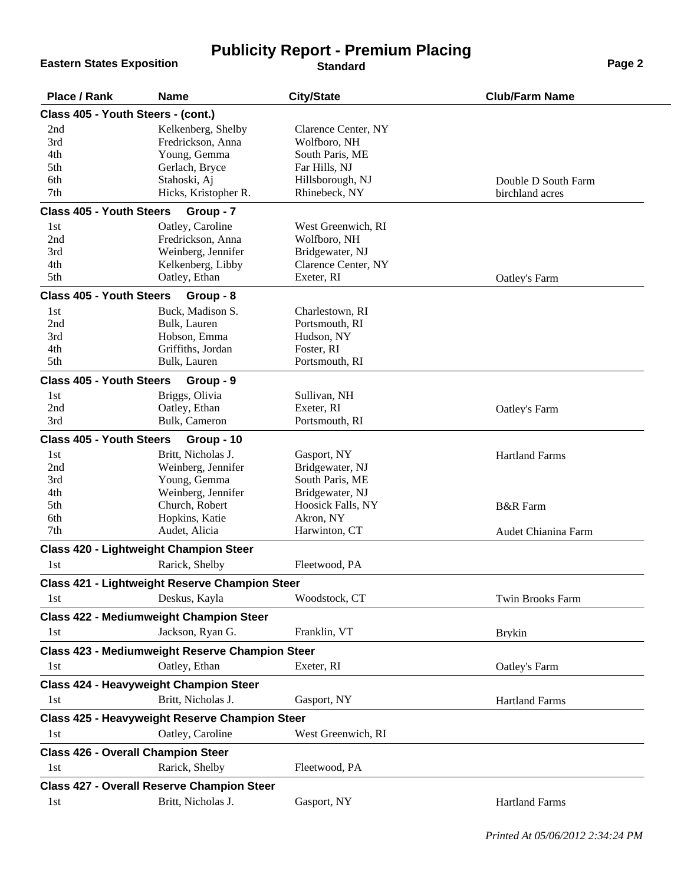# Publicity Report - Premium Placing

**Eastern States Exposition** — **Standard**

| Place / Rank | Name | City/State | Club/Farm Name |
|---|---|---|---|
| **Class 405 - Youth Steers - (cont.)** | | | |
| 2nd | Kelkenberg, Shelby | Clarence Center, NY | |
| 3rd | Fredrickson, Anna | Wolfboro, NH | |
| 4th | Young, Gemma | South Paris, ME | |
| 5th | Gerlach, Bryce | Far Hills, NJ | |
| 6th | Stahoski, Aj | Hillsborough, NJ | Double D South Farm |
| 7th | Hicks, Kristopher R. | Rhinebeck, NY | birchland acres |
| **Class 405 - Youth Steers Group - 7** | | | |
| 1st | Oatley, Caroline | West Greenwich, RI | |
| 2nd | Fredrickson, Anna | Wolfboro, NH | |
| 3rd | Weinberg, Jennifer | Bridgewater, NJ | |
| 4th | Kelkenberg, Libby | Clarence Center, NY | |
| 5th | Oatley, Ethan | Exeter, RI | Oatley's Farm |
| **Class 405 - Youth Steers Group - 8** | | | |
| 1st | Buck, Madison S. | Charlestown, RI | |
| 2nd | Bulk, Lauren | Portsmouth, RI | |
| 3rd | Hobson, Emma | Hudson, NY | |
| 4th | Griffiths, Jordan | Foster, RI | |
| 5th | Bulk, Lauren | Portsmouth, RI | |
| **Class 405 - Youth Steers Group - 9** | | | |
| 1st | Briggs, Olivia | Sullivan, NH | |
| 2nd | Oatley, Ethan | Exeter, RI | Oatley's Farm |
| 3rd | Bulk, Cameron | Portsmouth, RI | |
| **Class 405 - Youth Steers Group - 10** | | | |
| 1st | Britt, Nicholas J. | Gasport, NY | Hartland Farms |
| 2nd | Weinberg, Jennifer | Bridgewater, NJ | |
| 3rd | Young, Gemma | South Paris, ME | |
| 4th | Weinberg, Jennifer | Bridgewater, NJ | |
| 5th | Church, Robert | Hoosick Falls, NY | B&R Farm |
| 6th | Hopkins, Katie | Akron, NY | |
| 7th | Audet, Alicia | Harwinton, CT | Audet Chianina Farm |
| **Class 420 - Lightweight Champion Steer** | | | |
| 1st | Rarick, Shelby | Fleetwood, PA | |
| **Class 421 - Lightweight Reserve Champion Steer** | | | |
| 1st | Deskus, Kayla | Woodstock, CT | Twin Brooks Farm |
| **Class 422 - Mediumweight Champion Steer** | | | |
| 1st | Jackson, Ryan G. | Franklin, VT | Brykin |
| **Class 423 - Mediumweight Reserve Champion Steer** | | | |
| 1st | Oatley, Ethan | Exeter, RI | Oatley's Farm |
| **Class 424 - Heavyweight Champion Steer** | | | |
| 1st | Britt, Nicholas J. | Gasport, NY | Hartland Farms |
| **Class 425 - Heavyweight Reserve Champion Steer** | | | |
| 1st | Oatley, Caroline | West Greenwich, RI | |
| **Class 426 - Overall Champion Steer** | | | |
| 1st | Rarick, Shelby | Fleetwood, PA | |
| **Class 427 - Overall Reserve Champion Steer** | | | |
| 1st | Britt, Nicholas J. | Gasport, NY | Hartland Farms |

*Printed At 05/06/2012 2:34:24 PM*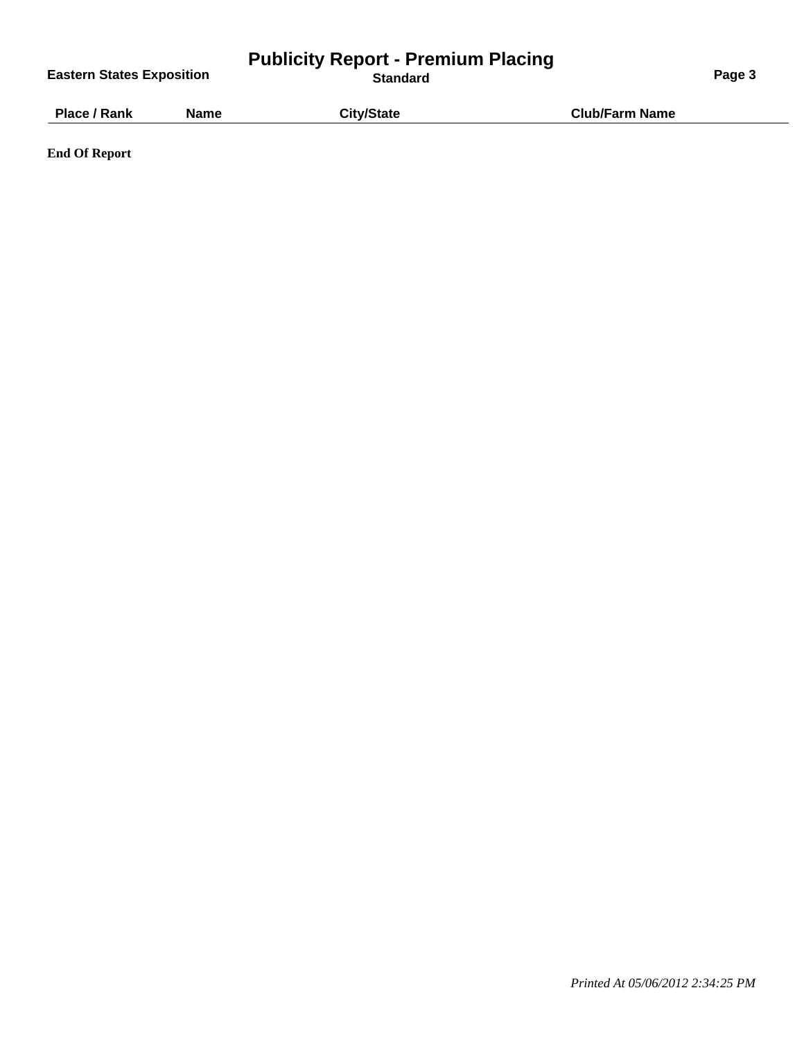# Publicity Report - Premium Placing

**Eastern States Exposition**

**Standard**

| Place / Rank | Name | City/State | Club/Farm Name |
|---|---|---|---|

**End Of Report**

*Printed At 05/06/2012 2:34:25 PM*